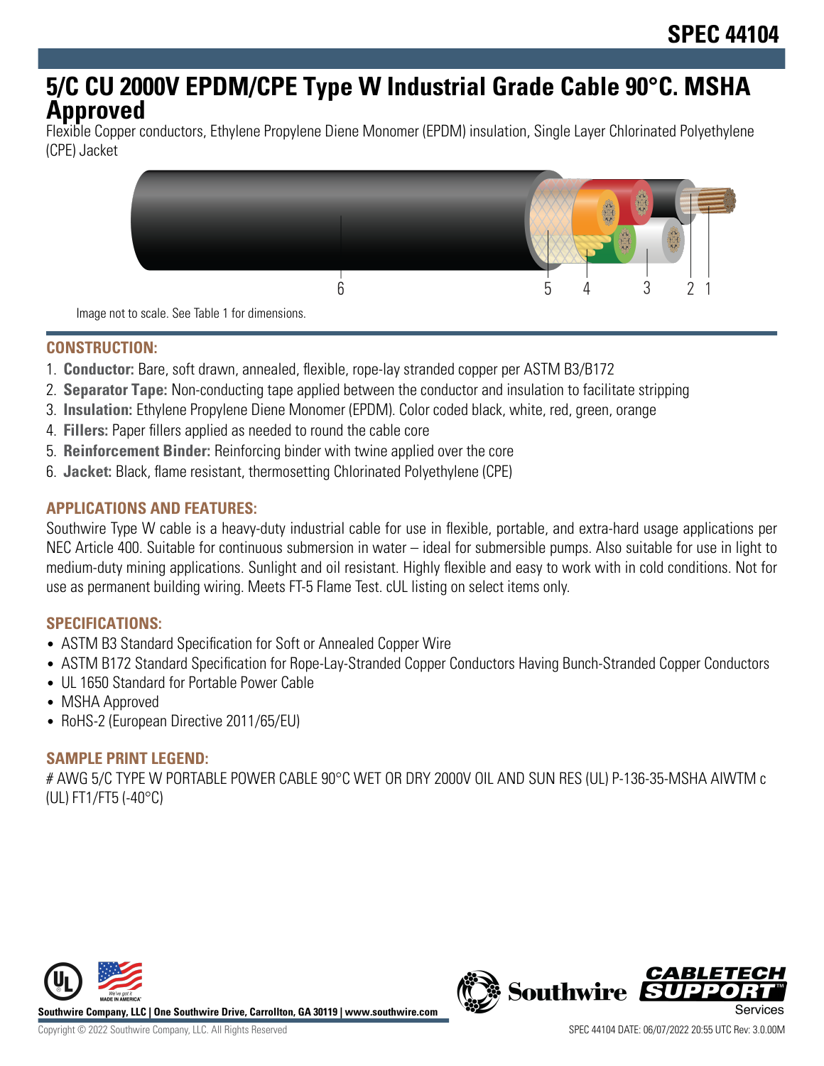# SPEC 44104

# 5/C CU 2000V EPDM/CPE Type W Industrial Grade Cable 90°C. MSHA Approved

Flexible Copper conductors, Ethylene Propylene Diene Monomer (EPDM) insulation, Single Layer Chlorinated Polyethylene (CPE) Jacket

Image not to scale. See Table 1 for dimensions.

## CONSTRUCTION:

1. **Conductor:** Bare, soft drawn, annealed, flexible, rope-lay stranded copper per ASTM B3/B172
2. **Separator Tape:** Non-conducting tape applied between the conductor and insulation to facilitate stripping
3. **Insulation:** Ethylene Propylene Diene Monomer (EPDM). Color coded black, white, red, green, orange
4. **Fillers:** Paper fillers applied as needed to round the cable core
5. **Reinforcement Binder:** Reinforcing binder with twine applied over the core
6. **Jacket:** Black, flame resistant, thermosetting Chlorinated Polyethylene (CPE)

## APPLICATIONS AND FEATURES:

Southwire Type W cable is a heavy-duty industrial cable for use in flexible, portable, and extra-hard usage applications per NEC Article 400. Suitable for continuous submersion in water – ideal for submersible pumps. Also suitable for use in light to medium-duty mining applications. Sunlight and oil resistant. Highly flexible and easy to work with in cold conditions. Not for use as permanent building wiring. Meets FT-5 Flame Test. cUL listing on select items only.

## SPECIFICATIONS:

- ASTM B3 Standard Specification for Soft or Annealed Copper Wire
- ASTM B172 Standard Specification for Rope-Lay-Stranded Copper Conductors Having Bunch-Stranded Copper Conductors
- UL 1650 Standard for Portable Power Cable
- MSHA Approved
- RoHS-2 (European Directive 2011/65/EU)

## SAMPLE PRINT LEGEND:

# AWG 5/C TYPE W PORTABLE POWER CABLE 90°C WET OR DRY 2000V OIL AND SUN RES (UL) P-136-35-MSHA AIWTM c (UL) FT1/FT5 (-40°C)

Southwire Company, LLC | One Southwire Drive, Carrollton, GA 30119 | www.southwire.com

Copyright © 2022 Southwire Company, LLC. All Rights Reserved

SPEC 44104 DATE: 06/07/2022 20:55 UTC Rev: 3.0.00M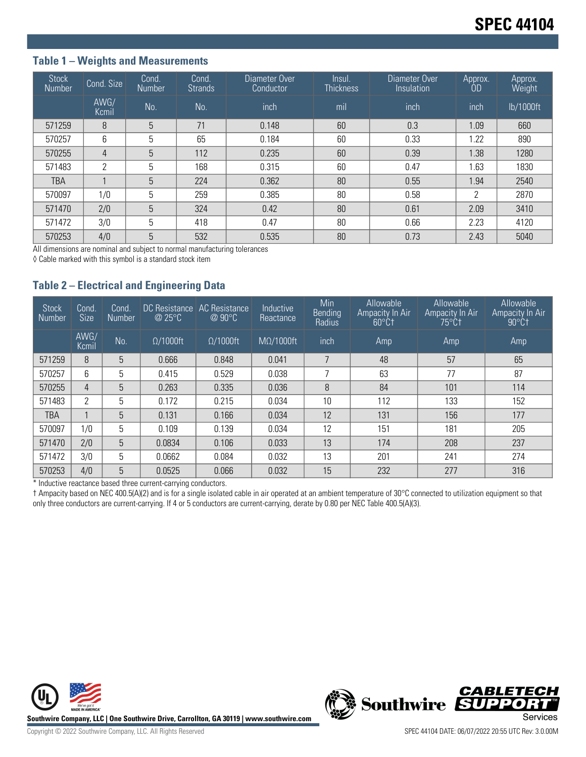# SPEC 44104

## Table 1 – Weights and Measurements

| Stock Number | Cond. Size | Cond. Number | Cond. Strands | Diameter Over Conductor | Insul. Thickness | Diameter Over Insulation | Approx. OD | Approx. Weight |
|---|---|---|---|---|---|---|---|---|
| | AWG/ Kcmil | No. | No. | inch | mil | inch | inch | lb/1000ft |
| 571259 | 8 | 5 | 71 | 0.148 | 60 | 0.3 | 1.09 | 660 |
| 570257 | 6 | 5 | 65 | 0.184 | 60 | 0.33 | 1.22 | 890 |
| 570255 | 4 | 5 | 112 | 0.235 | 60 | 0.39 | 1.38 | 1280 |
| 571483 | 2 | 5 | 168 | 0.315 | 60 | 0.47 | 1.63 | 1830 |
| TBA | 1 | 5 | 224 | 0.362 | 80 | 0.55 | 1.94 | 2540 |
| 570097 | 1/0 | 5 | 259 | 0.385 | 80 | 0.58 | 2 | 2870 |
| 571470 | 2/0 | 5 | 324 | 0.42 | 80 | 0.61 | 2.09 | 3410 |
| 571472 | 3/0 | 5 | 418 | 0.47 | 80 | 0.66 | 2.23 | 4120 |
| 570253 | 4/0 | 5 | 532 | 0.535 | 80 | 0.73 | 2.43 | 5040 |

All dimensions are nominal and subject to normal manufacturing tolerances

◊ Cable marked with this symbol is a standard stock item

## Table 2 – Electrical and Engineering Data

| Stock Number | Cond. Size | Cond. Number | DC Resistance @ 25°C | AC Resistance @ 90°C | Inductive Reactance | Min Bending Radius | Allowable Ampacity In Air 60°C† | Allowable Ampacity In Air 75°C† | Allowable Ampacity In Air 90°C† |
|---|---|---|---|---|---|---|---|---|---|
| | AWG/ Kcmil | No. | Ω/1000ft | Ω/1000ft | MΩ/1000ft | inch | Amp | Amp | Amp |
| 571259 | 8 | 5 | 0.666 | 0.848 | 0.041 | 7 | 48 | 57 | 65 |
| 570257 | 6 | 5 | 0.415 | 0.529 | 0.038 | 7 | 63 | 77 | 87 |
| 570255 | 4 | 5 | 0.263 | 0.335 | 0.036 | 8 | 84 | 101 | 114 |
| 571483 | 2 | 5 | 0.172 | 0.215 | 0.034 | 10 | 112 | 133 | 152 |
| TBA | 1 | 5 | 0.131 | 0.166 | 0.034 | 12 | 131 | 156 | 177 |
| 570097 | 1/0 | 5 | 0.109 | 0.139 | 0.034 | 12 | 151 | 181 | 205 |
| 571470 | 2/0 | 5 | 0.0834 | 0.106 | 0.033 | 13 | 174 | 208 | 237 |
| 571472 | 3/0 | 5 | 0.0662 | 0.084 | 0.032 | 13 | 201 | 241 | 274 |
| 570253 | 4/0 | 5 | 0.0525 | 0.066 | 0.032 | 15 | 232 | 277 | 316 |

\* Inductive reactance based three current-carrying conductors.

† Ampacity based on NEC 400.5(A)(2) and is for a single isolated cable in air operated at an ambient temperature of 30°C connected to utilization equipment so that only three conductors are current-carrying. If 4 or 5 conductors are current-carrying, derate by 0.80 per NEC Table 400.5(A)(3).

Southwire Company, LLC | One Southwire Drive, Carrollton, GA 30119 | www.southwire.com

Copyright © 2022 Southwire Company, LLC. All Rights Reserved

SPEC 44104 DATE: 06/07/2022 20:55 UTC Rev: 3.0.00M